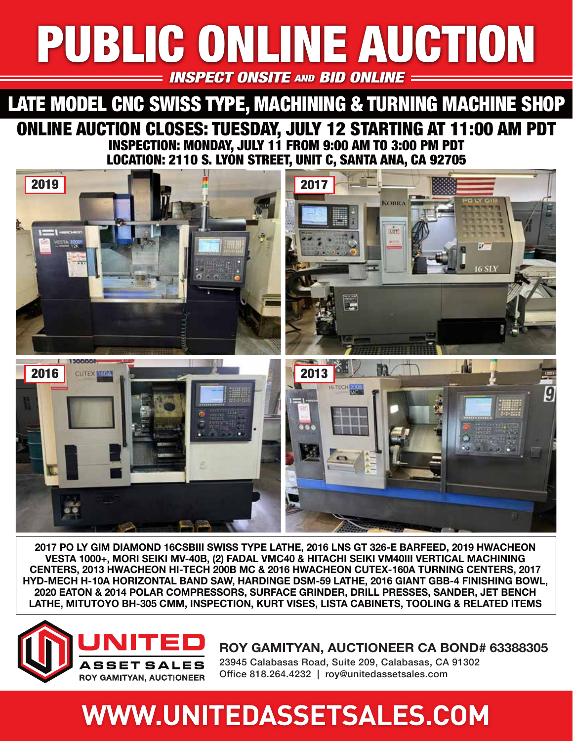# PUBLIC ONLINE AUCTION

***INSPECT ONSITE AND BID ONLINE***

## LATE MODEL CNC SWISS TYPE, MACHINING & TURNING MACHINE SHOP

### ONLINE AUCTION CLOSES: TUESDAY, JULY 12 STARTING AT 11:00 AM PDT

**INSPECTION: MONDAY, JULY 11 FROM 9:00 AM TO 3:00 PM PDT**

**LOCATION: 2110 S. LYON STREET, UNIT C, SANTA ANA, CA 92705**

2019

2017

2016

2013

**2017 PO LY GIM DIAMOND 16CSBIII SWISS TYPE LATHE, 2016 LNS GT 326-E BARFEED, 2019 HWACHEON VESTA 1000+, MORI SEIKI MV-40B, (2) FADAL VMC40 & HITACHI SEIKI VM40III VERTICAL MACHINING CENTERS, 2013 HWACHEON HI-TECH 200B MC & 2016 HWACHEON CUTEX-160A TURNING CENTERS, 2017 HYD-MECH H-10A HORIZONTAL BAND SAW, HARDINGE DSM-59 LATHE, 2016 GIANT GBB-4 FINISHING BOWL, 2020 EATON & 2014 POLAR COMPRESSORS, SURFACE GRINDER, DRILL PRESSES, SANDER, JET BENCH LATHE, MITUTOYO BH-305 CMM, INSPECTION, KURT VISES, LISTA CABINETS, TOOLING & RELATED ITEMS**

UNITED ASSET SALES
ROY GAMITYAN, AUCTIONEER

**ROY GAMITYAN, AUCTIONEER CA BOND# 63388305**

23945 Calabasas Road, Suite 209, Calabasas, CA 91302

Office 818.264.4232 | roy@unitedassetsales.com

# WWW.UNITEDASSETSALES.COM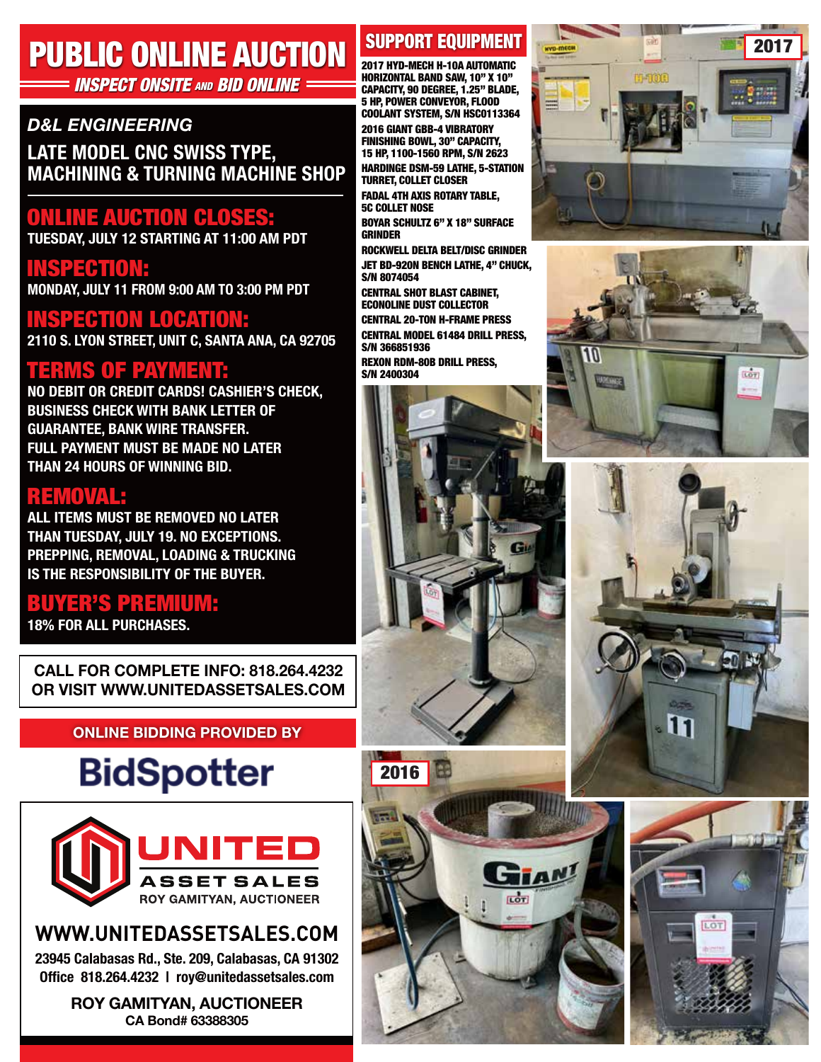# PUBLIC ONLINE AUCTION

**INSPECT ONSITE AND BID ONLINE**

*D&L ENGINEERING*

## LATE MODEL CNC SWISS TYPE, MACHINING & TURNING MACHINE SHOP

## ONLINE AUCTION CLOSES:

**TUESDAY, JULY 12 STARTING AT 11:00 AM PDT**

## INSPECTION:

**MONDAY, JULY 11 FROM 9:00 AM TO 3:00 PM PDT**

## INSPECTION LOCATION:

**2110 S. LYON STREET, UNIT C, SANTA ANA, CA 92705**

## TERMS OF PAYMENT:

**NO DEBIT OR CREDIT CARDS! CASHIER'S CHECK, BUSINESS CHECK WITH BANK LETTER OF GUARANTEE, BANK WIRE TRANSFER. FULL PAYMENT MUST BE MADE NO LATER THAN 24 HOURS OF WINNING BID.**

## REMOVAL:

**ALL ITEMS MUST BE REMOVED NO LATER THAN TUESDAY, JULY 19. NO EXCEPTIONS. PREPPING, REMOVAL, LOADING & TRUCKING IS THE RESPONSIBILITY OF THE BUYER.**

## BUYER'S PREMIUM:

**18% FOR ALL PURCHASES.**

**CALL FOR COMPLETE INFO: 818.264.4232 OR VISIT WWW.UNITEDASSETSALES.COM**

**ONLINE BIDDING PROVIDED BY**

**BidSpotter**

**UNITED ASSET SALES**
ROY GAMITYAN, AUCTIONEER

**WWW.UNITEDASSETSALES.COM**

23945 Calabasas Rd., Ste. 209, Calabasas, CA 91302
Office 818.264.4232 | roy@unitedassetsales.com

**ROY GAMITYAN, AUCTIONEER**
CA Bond# 63388305

## SUPPORT EQUIPMENT

- 2017 HYD-MECH H-10A AUTOMATIC HORIZONTAL BAND SAW, 10" X 10" CAPACITY, 90 DEGREE, 1.25" BLADE, 5 HP, POWER CONVEYOR, FLOOD COOLANT SYSTEM, S/N HSC0113364
- 2016 GIANT GBB-4 VIBRATORY FINISHING BOWL, 30" CAPACITY, 15 HP, 1100-1560 RPM, S/N 2623
- HARDINGE DSM-59 LATHE, 5-STATION TURRET, COLLET CLOSER
- FADAL 4TH AXIS ROTARY TABLE, 5C COLLET NOSE
- BOYAR SCHULTZ 6" X 18" SURFACE GRINDER
- ROCKWELL DELTA BELT/DISC GRINDER
- JET BD-920N BENCH LATHE, 4" CHUCK, S/N 8074054
- CENTRAL SHOT BLAST CABINET, ECONOLINE DUST COLLECTOR
- CENTRAL 20-TON H-FRAME PRESS
- CENTRAL MODEL 61484 DRILL PRESS, S/N 366851936
- REXON RDM-80B DRILL PRESS, S/N 2400304

2017

2016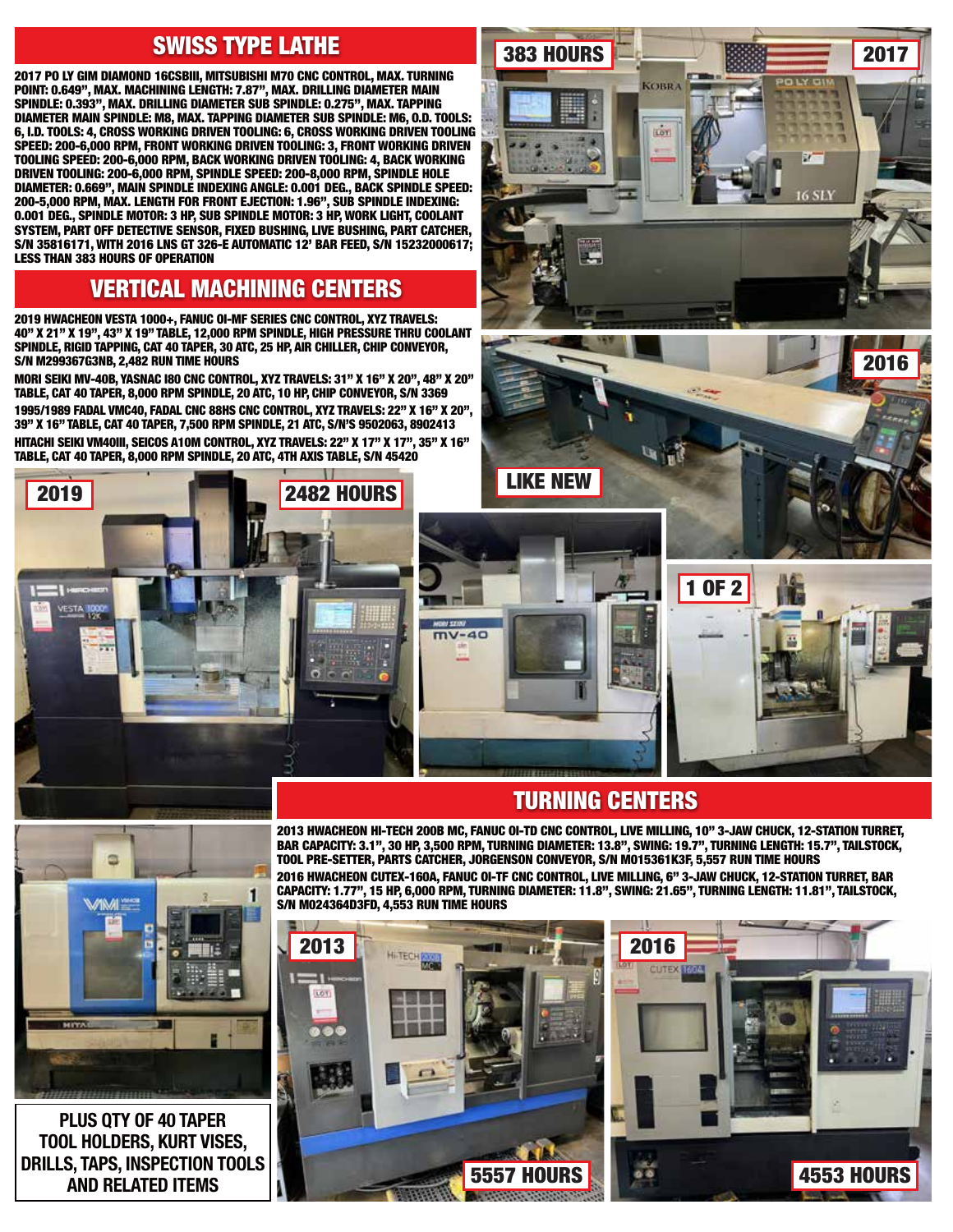## SWISS TYPE LATHE

**2017 PO LY GIM DIAMOND 16CSBIII, MITSUBISHI M70 CNC CONTROL, MAX. TURNING POINT: 0.649", MAX. MACHINING LENGTH: 7.87", MAX. DRILLING DIAMETER MAIN SPINDLE: 0.393", MAX. DRILLING DIAMETER SUB SPINDLE: 0.275", MAX. TAPPING DIAMETER MAIN SPINDLE: M8, MAX. TAPPING DIAMETER SUB SPINDLE: M6, O.D. TOOLS: 6, I.D. TOOLS: 4, CROSS WORKING DRIVEN TOOLING: 6, CROSS WORKING DRIVEN TOOLING SPEED: 200-6,000 RPM, FRONT WORKING DRIVEN TOOLING: 3, FRONT WORKING DRIVEN TOOLING SPEED: 200-6,000 RPM, BACK WORKING DRIVEN TOOLING: 4, BACK WORKING DRIVEN TOOLING: 200-6,000 RPM, SPINDLE SPEED: 200-8,000 RPM, SPINDLE HOLE DIAMETER: 0.669", MAIN SPINDLE INDEXING ANGLE: 0.001 DEG., BACK SPINDLE SPEED: 200-5,000 RPM, MAX. LENGTH FOR FRONT EJECTION: 1.96", SUB SPINDLE INDEXING: 0.001 DEG., SPINDLE MOTOR: 3 HP, SUB SPINDLE MOTOR: 3 HP, WORK LIGHT, COOLANT SYSTEM, PART OFF DETECTIVE SENSOR, FIXED BUSHING, LIVE BUSHING, PART CATCHER, S/N 35816171, WITH 2016 LNS GT 326-E AUTOMATIC 12' BAR FEED, S/N 15232000617; LESS THAN 383 HOURS OF OPERATION**

383 HOURS | 2017

2016 | LIKE NEW

## VERTICAL MACHINING CENTERS

**2019 HWACHEON VESTA 1000+, FANUC OI-MF SERIES CNC CONTROL, XYZ TRAVELS: 40" X 21" X 19", 43" X 19" TABLE, 12,000 RPM SPINDLE, HIGH PRESSURE THRU COOLANT SPINDLE, RIGID TAPPING, CAT 40 TAPER, 30 ATC, 25 HP, AIR CHILLER, CHIP CONVEYOR, S/N M299367G3NB, 2,482 RUN TIME HOURS**

**MORI SEIKI MV-40B, YASNAC I80 CNC CONTROL, XYZ TRAVELS: 31" X 16" X 20", 48" X 20" TABLE, CAT 40 TAPER, 8,000 RPM SPINDLE, 20 ATC, 10 HP, CHIP CONVEYOR, S/N 3369**

**1995/1989 FADAL VMC40, FADAL CNC 88HS CNC CONTROL, XYZ TRAVELS: 22" X 16" X 20", 39" X 16" TABLE, CAT 40 TAPER, 7,500 RPM SPINDLE, 21 ATC, S/N'S 9502063, 8902413**

**HITACHI SEIKI VM40III, SEICOS A10M CONTROL, XYZ TRAVELS: 22" X 17" X 17", 35" X 16" TABLE, CAT 40 TAPER, 8,000 RPM SPINDLE, 20 ATC, 4TH AXIS TABLE, S/N 45420**

2019 | 2482 HOURS

1 OF 2

## TURNING CENTERS

**2013 HWACHEON HI-TECH 200B MC, FANUC OI-TD CNC CONTROL, LIVE MILLING, 10" 3-JAW CHUCK, 12-STATION TURRET, BAR CAPACITY: 3.1", 30 HP, 3,500 RPM, TURNING DIAMETER: 13.8", SWING: 19.7", TURNING LENGTH: 15.7", TAILSTOCK, TOOL PRE-SETTER, PARTS CATCHER, JORGENSON CONVEYOR, S/N M015361K3F, 5,557 RUN TIME HOURS**

**2016 HWACHEON CUTEX-160A, FANUC OI-TF CNC CONTROL, LIVE MILLING, 6" 3-JAW CHUCK, 12-STATION TURRET, BAR CAPACITY: 1.77", 15 HP, 6,000 RPM, TURNING DIAMETER: 11.8", SWING: 21.65", TURNING LENGTH: 11.81", TAILSTOCK, S/N M024364D3FD, 4,553 RUN TIME HOURS**

**PLUS QTY OF 40 TAPER TOOL HOLDERS, KURT VISES, DRILLS, TAPS, INSPECTION TOOLS AND RELATED ITEMS**

2013 | 5557 HOURS

2016 | 4553 HOURS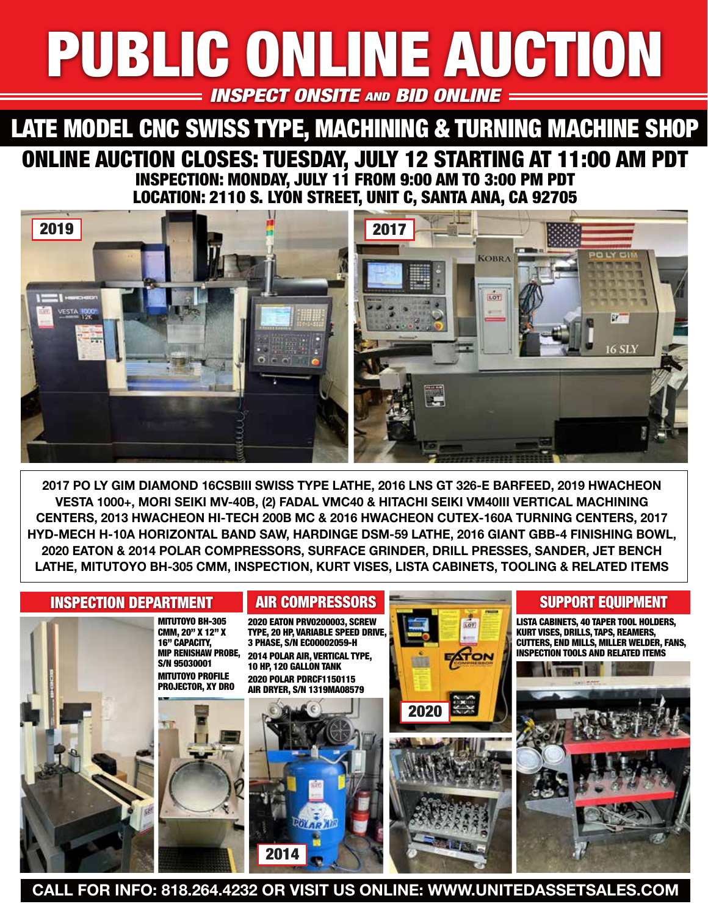# PUBLIC ONLINE AUCTION

***INSPECT ONSITE AND BID ONLINE***

## LATE MODEL CNC SWISS TYPE, MACHINING & TURNING MACHINE SHOP

### ONLINE AUCTION CLOSES: TUESDAY, JULY 12 STARTING AT 11:00 AM PDT

**INSPECTION: MONDAY, JULY 11 FROM 9:00 AM TO 3:00 PM PDT**

**LOCATION: 2110 S. LYON STREET, UNIT C, SANTA ANA, CA 92705**

2019

2017

**2017 PO LY GIM DIAMOND 16CSBIII SWISS TYPE LATHE, 2016 LNS GT 326-E BARFEED, 2019 HWACHEON VESTA 1000+, MORI SEIKI MV-40B, (2) FADAL VMC40 & HITACHI SEIKI VM40III VERTICAL MACHINING CENTERS, 2013 HWACHEON HI-TECH 200B MC & 2016 HWACHEON CUTEX-160A TURNING CENTERS, 2017 HYD-MECH H-10A HORIZONTAL BAND SAW, HARDINGE DSM-59 LATHE, 2016 GIANT GBB-4 FINISHING BOWL, 2020 EATON & 2014 POLAR COMPRESSORS, SURFACE GRINDER, DRILL PRESSES, SANDER, JET BENCH LATHE, MITUTOYO BH-305 CMM, INSPECTION, KURT VISES, LISTA CABINETS, TOOLING & RELATED ITEMS**

## INSPECTION DEPARTMENT

**MITUTOYO BH-305 CMM, 20" X 12" X 16" CAPACITY, MIP RENISHAW PROBE, S/N 95030001**

**MITUTOYO PROFILE PROJECTOR, XY DRO**

## AIR COMPRESSORS

**2020 EATON PRV0200003, SCREW TYPE, 20 HP, VARIABLE SPEED DRIVE, 3 PHASE, S/N EC00002059-H**

**2014 POLAR AIR, VERTICAL TYPE, 10 HP, 120 GALLON TANK**

**2020 POLAR PDRCF1150115 AIR DRYER, S/N 1319MA08579**

2014

2020

## SUPPORT EQUIPMENT

**LISTA CABINETS, 40 TAPER TOOL HOLDERS, KURT VISES, DRILLS, TAPS, REAMERS, CUTTERS, END MILLS, MILLER WELDER, FANS, INSPECTION TOOLS AND RELATED ITEMS**

**CALL FOR INFO: 818.264.4232 OR VISIT US ONLINE: WWW.UNITEDASSETSALES.COM**